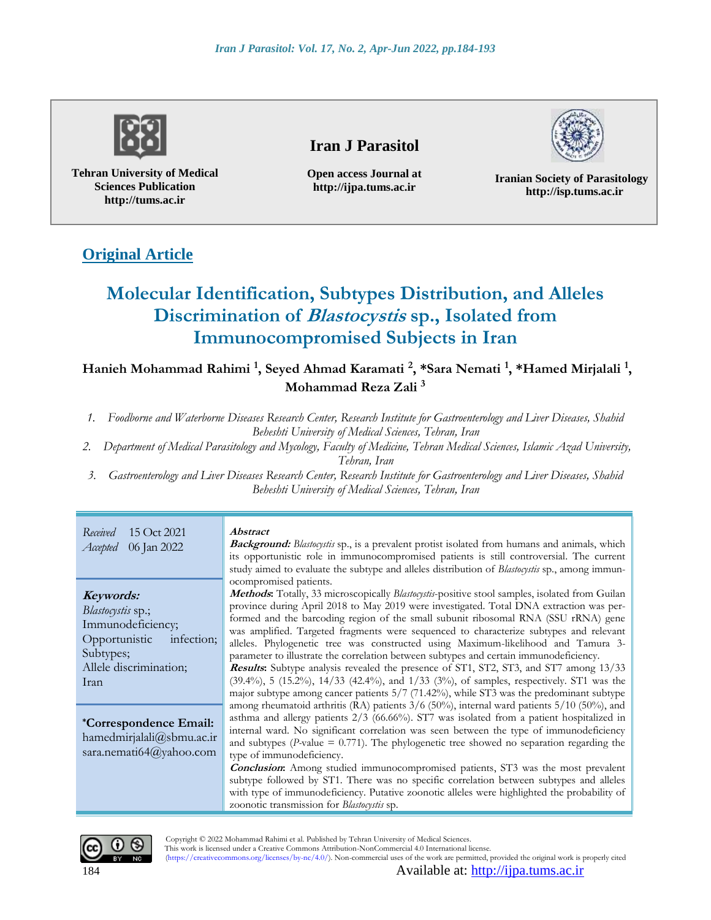Tehran University of Medical Sciences Publication
http://tums.ac.ir

**Iran J Parasitol**

Open access Journal at
http://ijpa.tums.ac.ir

Iranian Society of Parasitology
http://isp.tums.ac.ir

**Original Article**

# Molecular Identification, Subtypes Distribution, and Alleles Discrimination of *Blastocystis* sp., Isolated from Immunocompromised Subjects in Iran

**Hanieh Mohammad Rahimi [1], Seyed Ahmad Karamati [2], \*Sara Nemati [1], \*Hamed Mirjalali [1], Mohammad Reza Zali [3]**

1. *Foodborne and Waterborne Diseases Research Center, Research Institute for Gastroenterology and Liver Diseases, Shahid Beheshti University of Medical Sciences, Tehran, Iran*
2. *Department of Medical Parasitology and Mycology, Faculty of Medicine, Tehran Medical Sciences, Islamic Azad University, Tehran, Iran*
3. *Gastroenterology and Liver Diseases Research Center, Research Institute for Gastroenterology and Liver Diseases, Shahid Beheshti University of Medical Sciences, Tehran, Iran*

*Received* 15 Oct 2021
*Accepted* 06 Jan 2022

***Keywords:***
*Blastocystis* sp.;
Immunodeficiency;
Opportunistic infection;
Subtypes;
Allele discrimination;
Iran

**\*Correspondence Email:**
hamedmirjalali@sbmu.ac.ir
sara.nemati64@yahoo.com

***Abstract***

***Background:*** *Blastocystis* sp., is a prevalent protist isolated from humans and animals, which its opportunistic role in immunocompromised patients is still controversial. The current study aimed to evaluate the subtype and alleles distribution of *Blastocystis* sp., among immunocompromised patients.

***Methods:*** Totally, 33 microscopically *Blastocystis*-positive stool samples, isolated from Guilan province during April 2018 to May 2019 were investigated. Total DNA extraction was performed and the barcoding region of the small subunit ribosomal RNA (SSU rRNA) gene was amplified. Targeted fragments were sequenced to characterize subtypes and relevant alleles. Phylogenetic tree was constructed using Maximum-likelihood and Tamura 3-parameter to illustrate the correlation between subtypes and certain immunodeficiency.

***Results:*** Subtype analysis revealed the presence of ST1, ST2, ST3, and ST7 among 13/33 (39.4%), 5 (15.2%), 14/33 (42.4%), and 1/33 (3%), of samples, respectively. ST1 was the major subtype among cancer patients 5/7 (71.42%), while ST3 was the predominant subtype among rheumatoid arthritis (RA) patients 3/6 (50%), internal ward patients 5/10 (50%), and asthma and allergy patients 2/3 (66.66%). ST7 was isolated from a patient hospitalized in internal ward. No significant correlation was seen between the type of immunodeficiency and subtypes (*P*-value = 0.771). The phylogenetic tree showed no separation regarding the type of immunodeficiency.

***Conclusion:*** Among studied immunocompromised patients, ST3 was the most prevalent subtype followed by ST1. There was no specific correlation between subtypes and alleles with type of immunodeficiency. Putative zoonotic alleles were highlighted the probability of zoonotic transmission for *Blastocystis* sp.

Copyright © 2022 Mohammad Rahimi et al. Published by Tehran University of Medical Sciences.
This work is licensed under a Creative Commons Attribution-NonCommercial 4.0 International license.
(https://creativecommons.org/licenses/by-nc/4.0/). Non-commercial uses of the work are permitted, provided the original work is properly cited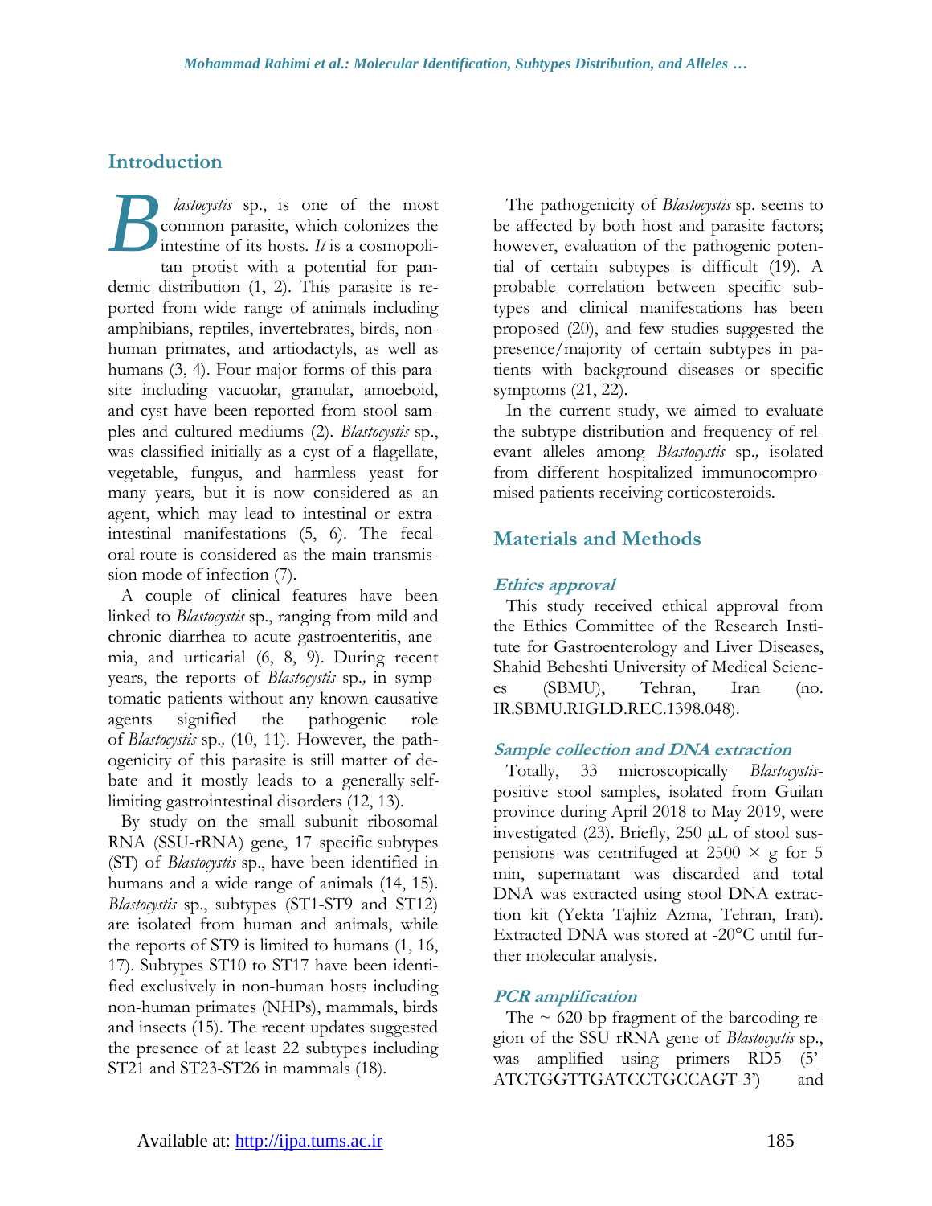## Introduction

*Blastocystis* sp., is one of the most common parasite, which colonizes the intestine of its hosts. *It* is a cosmopolitan protist with a potential for pandemic distribution (1, 2). This parasite is reported from wide range of animals including amphibians, reptiles, invertebrates, birds, non-human primates, and artiodactyls, as well as humans (3, 4). Four major forms of this parasite including vacuolar, granular, amoeboid, and cyst have been reported from stool samples and cultured mediums (2). *Blastocystis* sp., was classified initially as a cyst of a flagellate, vegetable, fungus, and harmless yeast for many years, but it is now considered as an agent, which may lead to intestinal or extra-intestinal manifestations (5, 6). The fecal-oral route is considered as the main transmission mode of infection (7).

A couple of clinical features have been linked to *Blastocystis* sp., ranging from mild and chronic diarrhea to acute gastroenteritis, anemia, and urticarial (6, 8, 9). During recent years, the reports of *Blastocystis* sp.*,* in symptomatic patients without any known causative agents signified the pathogenic role of *Blastocystis* sp.*,* (10, 11). However, the pathogenicity of this parasite is still matter of debate and it mostly leads to a generally self-limiting gastrointestinal disorders (12, 13).

By study on the small subunit ribosomal RNA (SSU-rRNA) gene, 17 specific subtypes (ST) of *Blastocystis* sp., have been identified in humans and a wide range of animals (14, 15). *Blastocystis* sp., subtypes (ST1-ST9 and ST12) are isolated from human and animals, while the reports of ST9 is limited to humans (1, 16, 17). Subtypes ST10 to ST17 have been identified exclusively in non-human hosts including non-human primates (NHPs), mammals, birds and insects (15). The recent updates suggested the presence of at least 22 subtypes including ST21 and ST23-ST26 in mammals (18).

The pathogenicity of *Blastocystis* sp. seems to be affected by both host and parasite factors; however, evaluation of the pathogenic potential of certain subtypes is difficult (19). A probable correlation between specific subtypes and clinical manifestations has been proposed (20), and few studies suggested the presence/majority of certain subtypes in patients with background diseases or specific symptoms (21, 22).

In the current study, we aimed to evaluate the subtype distribution and frequency of relevant alleles among *Blastocystis* sp.*,* isolated from different hospitalized immunocompromised patients receiving corticosteroids.

## Materials and Methods

### *Ethics approval*

This study received ethical approval from the Ethics Committee of the Research Institute for Gastroenterology and Liver Diseases, Shahid Beheshti University of Medical Sciences (SBMU), Tehran, Iran (no. IR.SBMU.RIGLD.REC.1398.048).

### *Sample collection and DNA extraction*

Totally, 33 microscopically *Blastocystis*-positive stool samples, isolated from Guilan province during April 2018 to May 2019, were investigated (23). Briefly, 250 μL of stool suspensions was centrifuged at 2500 × g for 5 min, supernatant was discarded and total DNA was extracted using stool DNA extraction kit (Yekta Tajhiz Azma, Tehran, Iran). Extracted DNA was stored at -20°C until further molecular analysis.

### *PCR amplification*

The ~ 620-bp fragment of the barcoding region of the SSU rRNA gene of *Blastocystis* sp., was amplified using primers RD5 (5'-ATCTGGTTGATCCTGCCAGT-3') and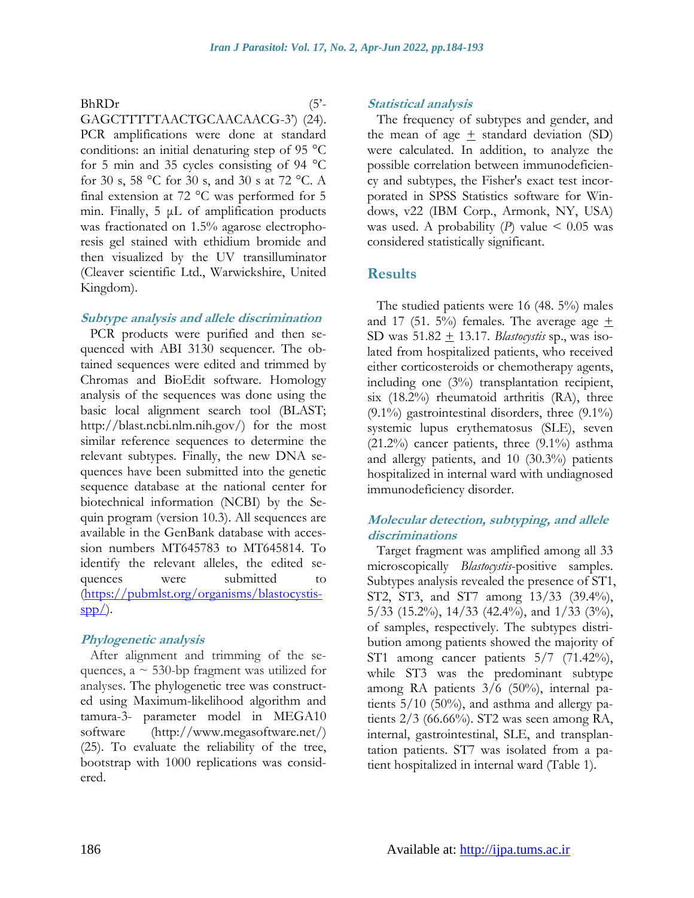BhRDr (5'-GAGCTTTTTAACTGCAACAACG-3') (24). PCR amplifications were done at standard conditions: an initial denaturing step of 95 °C for 5 min and 35 cycles consisting of 94 °C for 30 s, 58 °C for 30 s, and 30 s at 72 °C. A final extension at 72 °C was performed for 5 min. Finally, 5 µL of amplification products was fractionated on 1.5% agarose electrophoresis gel stained with ethidium bromide and then visualized by the UV transilluminator (Cleaver scientific Ltd., Warwickshire, United Kingdom).

### Subtype analysis and allele discrimination

PCR products were purified and then sequenced with ABI 3130 sequencer. The obtained sequences were edited and trimmed by Chromas and BioEdit software. Homology analysis of the sequences was done using the basic local alignment search tool (BLAST; http://blast.ncbi.nlm.nih.gov/) for the most similar reference sequences to determine the relevant subtypes. Finally, the new DNA sequences have been submitted into the genetic sequence database at the national center for biotechnical information (NCBI) by the Sequin program (version 10.3). All sequences are available in the GenBank database with accession numbers MT645783 to MT645814. To identify the relevant alleles, the edited sequences were submitted to (https://pubmlst.org/organisms/blastocystis-spp/).

### Phylogenetic analysis

After alignment and trimming of the sequences, a ~ 530-bp fragment was utilized for analyses. The phylogenetic tree was constructed using Maximum-likelihood algorithm and tamura-3- parameter model in MEGA10 software (http://www.megasoftware.net/) (25). To evaluate the reliability of the tree, bootstrap with 1000 replications was considered.

### Statistical analysis

The frequency of subtypes and gender, and the mean of age ± standard deviation (SD) were calculated. In addition, to analyze the possible correlation between immunodeficiency and subtypes, the Fisher's exact test incorporated in SPSS Statistics software for Windows, v22 (IBM Corp., Armonk, NY, USA) was used. A probability (*P*) value < 0.05 was considered statistically significant.

## Results

The studied patients were 16 (48. 5%) males and 17 (51. 5%) females. The average age ± SD was 51.82 ± 13.17. *Blastocystis* sp., was isolated from hospitalized patients, who received either corticosteroids or chemotherapy agents, including one (3%) transplantation recipient, six (18.2%) rheumatoid arthritis (RA), three (9.1%) gastrointestinal disorders, three (9.1%) systemic lupus erythematosus (SLE), seven (21.2%) cancer patients, three (9.1%) asthma and allergy patients, and 10 (30.3%) patients hospitalized in internal ward with undiagnosed immunodeficiency disorder.

### Molecular detection, subtyping, and allele discriminations

Target fragment was amplified among all 33 microscopically *Blastocystis*-positive samples. Subtypes analysis revealed the presence of ST1, ST2, ST3, and ST7 among 13/33 (39.4%), 5/33 (15.2%), 14/33 (42.4%), and 1/33 (3%), of samples, respectively. The subtypes distribution among patients showed the majority of ST1 among cancer patients 5/7 (71.42%), while ST3 was the predominant subtype among RA patients 3/6 (50%), internal patients 5/10 (50%), and asthma and allergy patients 2/3 (66.66%). ST2 was seen among RA, internal, gastrointestinal, SLE, and transplantation patients. ST7 was isolated from a patient hospitalized in internal ward (Table 1).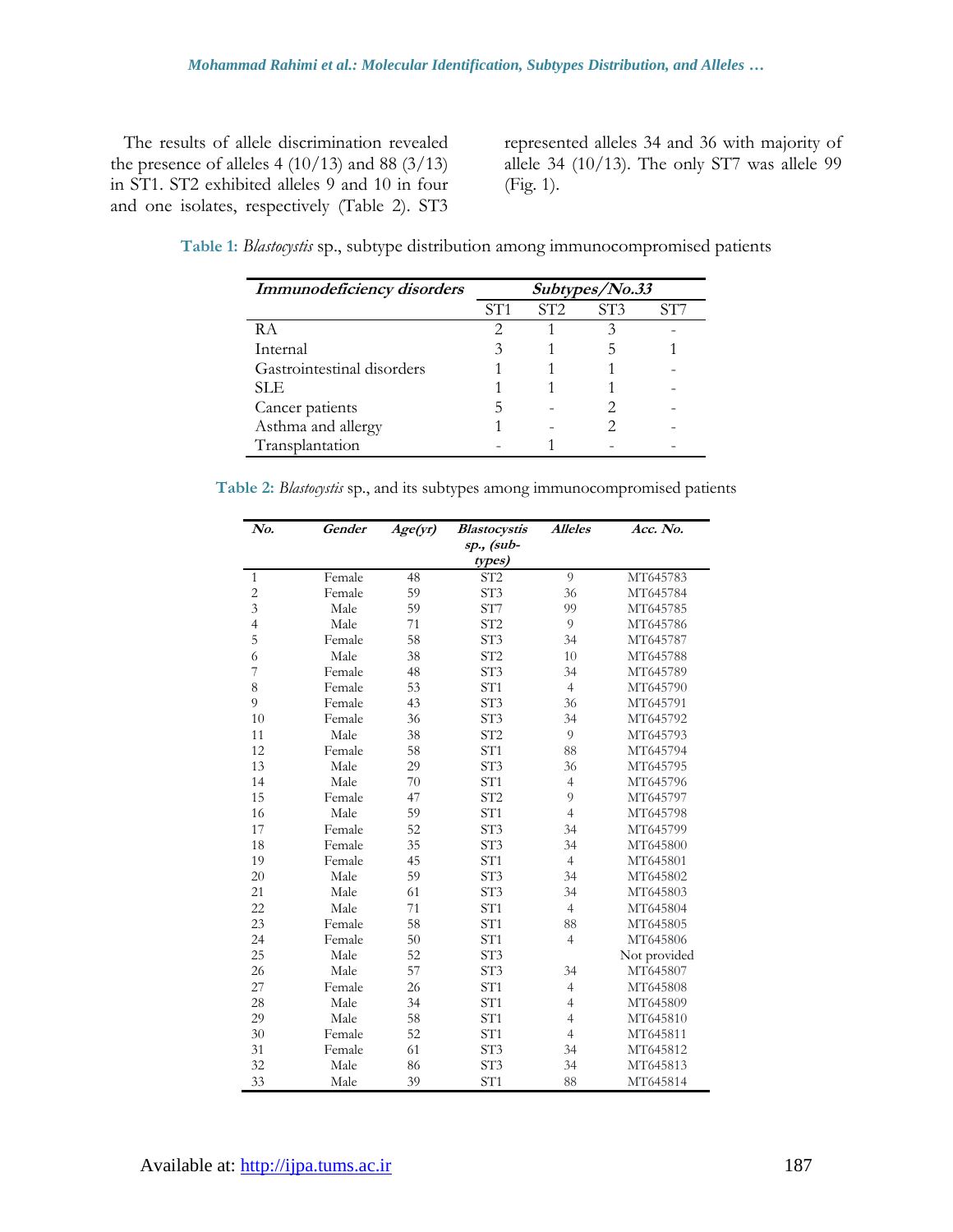The results of allele discrimination revealed the presence of alleles 4 (10/13) and 88 (3/13) in ST1. ST2 exhibited alleles 9 and 10 in four and one isolates, respectively (Table 2). ST3 represented alleles 34 and 36 with majority of allele 34 (10/13). The only ST7 was allele 99 (Fig. 1).

**Table 1:** *Blastocystis* sp., subtype distribution among immunocompromised patients

| *Immunodeficiency disorders* | *Subtypes/No.33* | | | |
|---|---|---|---|---|
| | ST1 | ST2 | ST3 | ST7 |
| RA | 2 | 1 | 3 | - |
| Internal | 3 | 1 | 5 | 1 |
| Gastrointestinal disorders | 1 | 1 | 1 | - |
| SLE | 1 | 1 | 1 | - |
| Cancer patients | 5 | - | 2 | - |
| Asthma and allergy | 1 | - | 2 | - |
| Transplantation | - | 1 | - | - |

**Table 2:** *Blastocystis* sp., and its subtypes among immunocompromised patients

| *No.* | *Gender* | *Age(yr)* | *Blastocystis sp., (sub-types)* | *Alleles* | *Acc. No.* |
|---|---|---|---|---|---|
| 1 | Female | 48 | ST2 | 9 | MT645783 |
| 2 | Female | 59 | ST3 | 36 | MT645784 |
| 3 | Male | 59 | ST7 | 99 | MT645785 |
| 4 | Male | 71 | ST2 | 9 | MT645786 |
| 5 | Female | 58 | ST3 | 34 | MT645787 |
| 6 | Male | 38 | ST2 | 10 | MT645788 |
| 7 | Female | 48 | ST3 | 34 | MT645789 |
| 8 | Female | 53 | ST1 | 4 | MT645790 |
| 9 | Female | 43 | ST3 | 36 | MT645791 |
| 10 | Female | 36 | ST3 | 34 | MT645792 |
| 11 | Male | 38 | ST2 | 9 | MT645793 |
| 12 | Female | 58 | ST1 | 88 | MT645794 |
| 13 | Male | 29 | ST3 | 36 | MT645795 |
| 14 | Male | 70 | ST1 | 4 | MT645796 |
| 15 | Female | 47 | ST2 | 9 | MT645797 |
| 16 | Male | 59 | ST1 | 4 | MT645798 |
| 17 | Female | 52 | ST3 | 34 | MT645799 |
| 18 | Female | 35 | ST3 | 34 | MT645800 |
| 19 | Female | 45 | ST1 | 4 | MT645801 |
| 20 | Male | 59 | ST3 | 34 | MT645802 |
| 21 | Male | 61 | ST3 | 34 | MT645803 |
| 22 | Male | 71 | ST1 | 4 | MT645804 |
| 23 | Female | 58 | ST1 | 88 | MT645805 |
| 24 | Female | 50 | ST1 | 4 | MT645806 |
| 25 | Male | 52 | ST3 | | Not provided |
| 26 | Male | 57 | ST3 | 34 | MT645807 |
| 27 | Female | 26 | ST1 | 4 | MT645808 |
| 28 | Male | 34 | ST1 | 4 | MT645809 |
| 29 | Male | 58 | ST1 | 4 | MT645810 |
| 30 | Female | 52 | ST1 | 4 | MT645811 |
| 31 | Female | 61 | ST3 | 34 | MT645812 |
| 32 | Male | 86 | ST3 | 34 | MT645813 |
| 33 | Male | 39 | ST1 | 88 | MT645814 |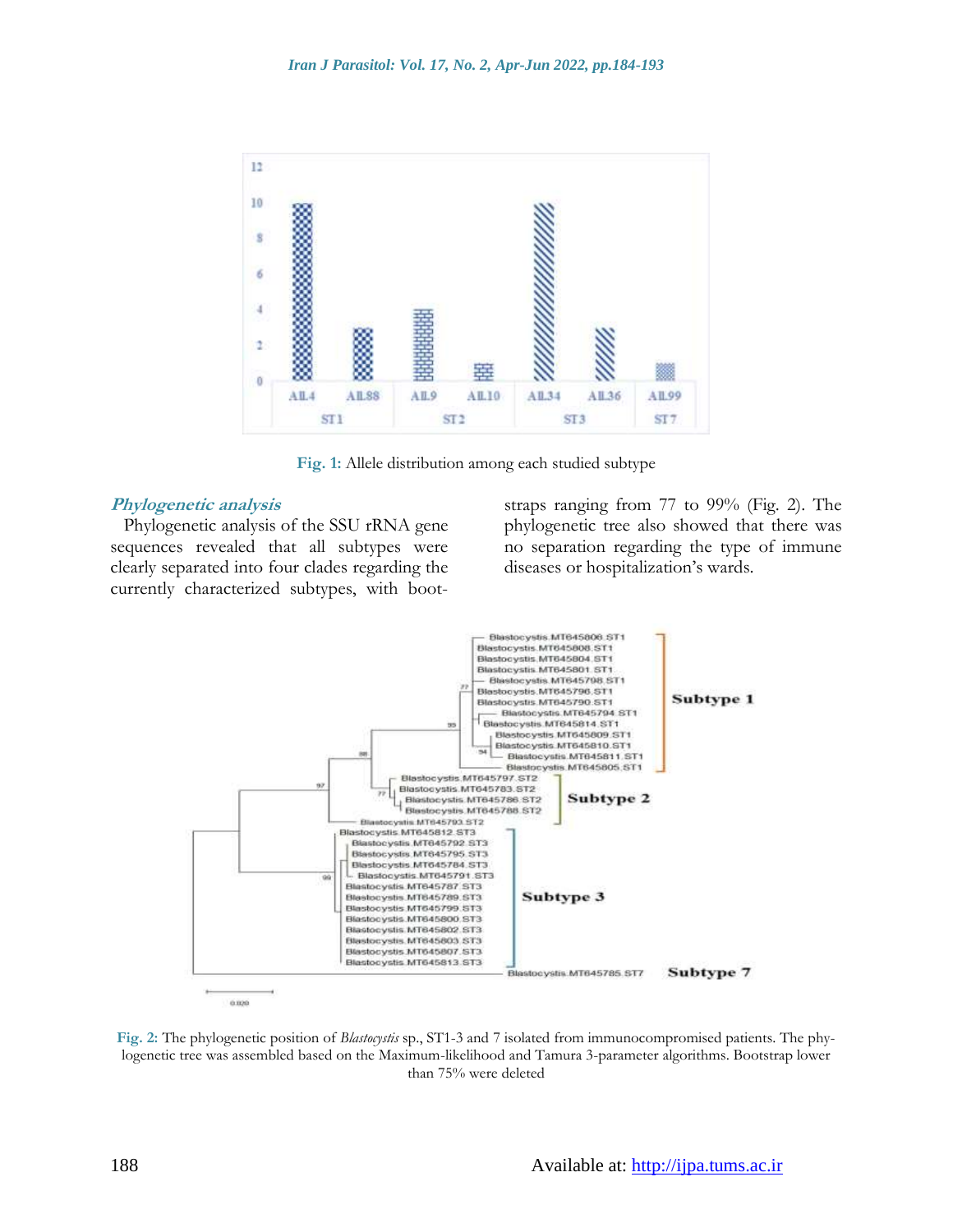Fig. 1: Allele distribution among each studied subtype

### Phylogenetic analysis

Phylogenetic analysis of the SSU rRNA gene sequences revealed that all subtypes were clearly separated into four clades regarding the currently characterized subtypes, with bootstraps ranging from 77 to 99% (Fig. 2). The phylogenetic tree also showed that there was no separation regarding the type of immune diseases or hospitalization's wards.

Fig. 2: The phylogenetic position of *Blastocystis* sp., ST1-3 and 7 isolated from immunocompromised patients. The phylogenetic tree was assembled based on the Maximum-likelihood and Tamura 3-parameter algorithms. Bootstrap lower than 75% were deleted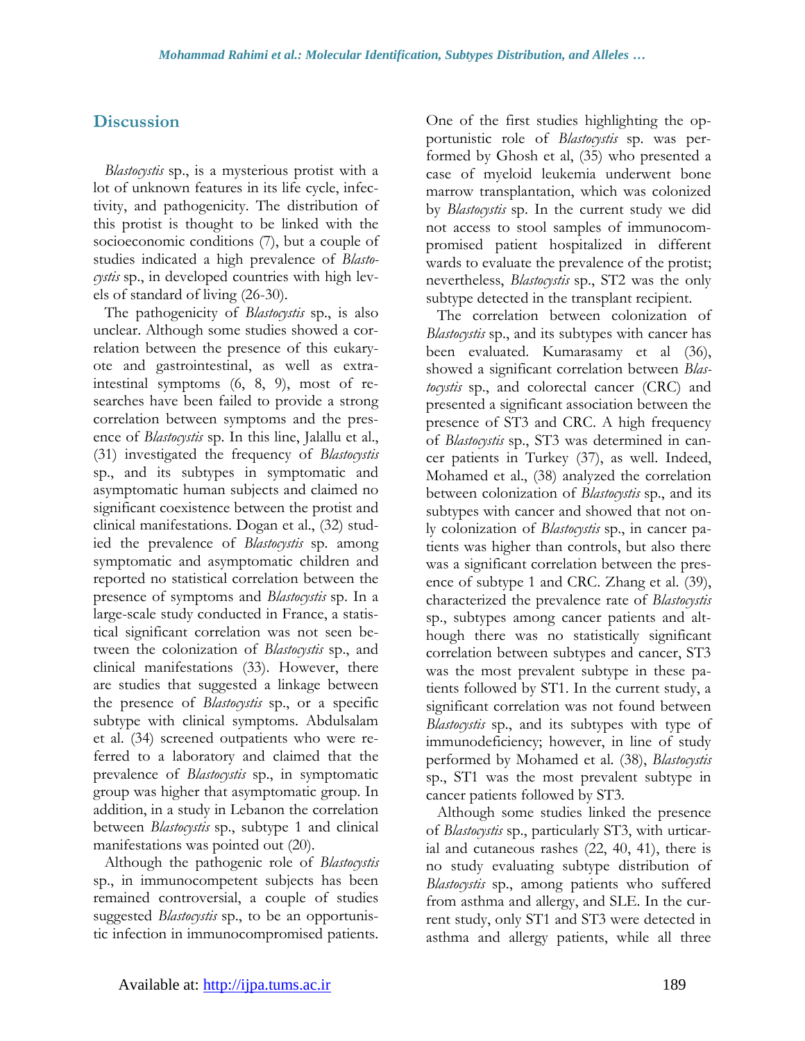## Discussion

*Blastocystis* sp., is a mysterious protist with a lot of unknown features in its life cycle, infectivity, and pathogenicity. The distribution of this protist is thought to be linked with the socioeconomic conditions (7), but a couple of studies indicated a high prevalence of *Blastocystis* sp., in developed countries with high levels of standard of living (26-30).

The pathogenicity of *Blastocystis* sp., is also unclear. Although some studies showed a correlation between the presence of this eukaryote and gastrointestinal, as well as extra-intestinal symptoms (6, 8, 9), most of researches have been failed to provide a strong correlation between symptoms and the presence of *Blastocystis* sp. In this line, Jalallu et al., (31) investigated the frequency of *Blastocystis* sp., and its subtypes in symptomatic and asymptomatic human subjects and claimed no significant coexistence between the protist and clinical manifestations. Dogan et al., (32) studied the prevalence of *Blastocystis* sp. among symptomatic and asymptomatic children and reported no statistical correlation between the presence of symptoms and *Blastocystis* sp. In a large-scale study conducted in France, a statistical significant correlation was not seen between the colonization of *Blastocystis* sp., and clinical manifestations (33). However, there are studies that suggested a linkage between the presence of *Blastocystis* sp., or a specific subtype with clinical symptoms. Abdulsalam et al. (34) screened outpatients who were referred to a laboratory and claimed that the prevalence of *Blastocystis* sp., in symptomatic group was higher that asymptomatic group. In addition, in a study in Lebanon the correlation between *Blastocystis* sp., subtype 1 and clinical manifestations was pointed out (20).

Although the pathogenic role of *Blastocystis* sp., in immunocompetent subjects has been remained controversial, a couple of studies suggested *Blastocystis* sp., to be an opportunistic infection in immunocompromised patients. One of the first studies highlighting the opportunistic role of *Blastocystis* sp. was performed by Ghosh et al, (35) who presented a case of myeloid leukemia underwent bone marrow transplantation, which was colonized by *Blastocystis* sp. In the current study we did not access to stool samples of immunocompromised patient hospitalized in different wards to evaluate the prevalence of the protist; nevertheless, *Blastocystis* sp., ST2 was the only subtype detected in the transplant recipient.

The correlation between colonization of *Blastocystis* sp., and its subtypes with cancer has been evaluated. Kumarasamy et al (36), showed a significant correlation between *Blastocystis* sp., and colorectal cancer (CRC) and presented a significant association between the presence of ST3 and CRC. A high frequency of *Blastocystis* sp., ST3 was determined in cancer patients in Turkey (37), as well. Indeed, Mohamed et al., (38) analyzed the correlation between colonization of *Blastocystis* sp., and its subtypes with cancer and showed that not only colonization of *Blastocystis* sp., in cancer patients was higher than controls, but also there was a significant correlation between the presence of subtype 1 and CRC. Zhang et al. (39), characterized the prevalence rate of *Blastocystis* sp., subtypes among cancer patients and although there was no statistically significant correlation between subtypes and cancer, ST3 was the most prevalent subtype in these patients followed by ST1. In the current study, a significant correlation was not found between *Blastocystis* sp., and its subtypes with type of immunodeficiency; however, in line of study performed by Mohamed et al. (38), *Blastocystis* sp., ST1 was the most prevalent subtype in cancer patients followed by ST3.

Although some studies linked the presence of *Blastocystis* sp., particularly ST3, with urticarial and cutaneous rashes (22, 40, 41), there is no study evaluating subtype distribution of *Blastocystis* sp., among patients who suffered from asthma and allergy, and SLE. In the current study, only ST1 and ST3 were detected in asthma and allergy patients, while all three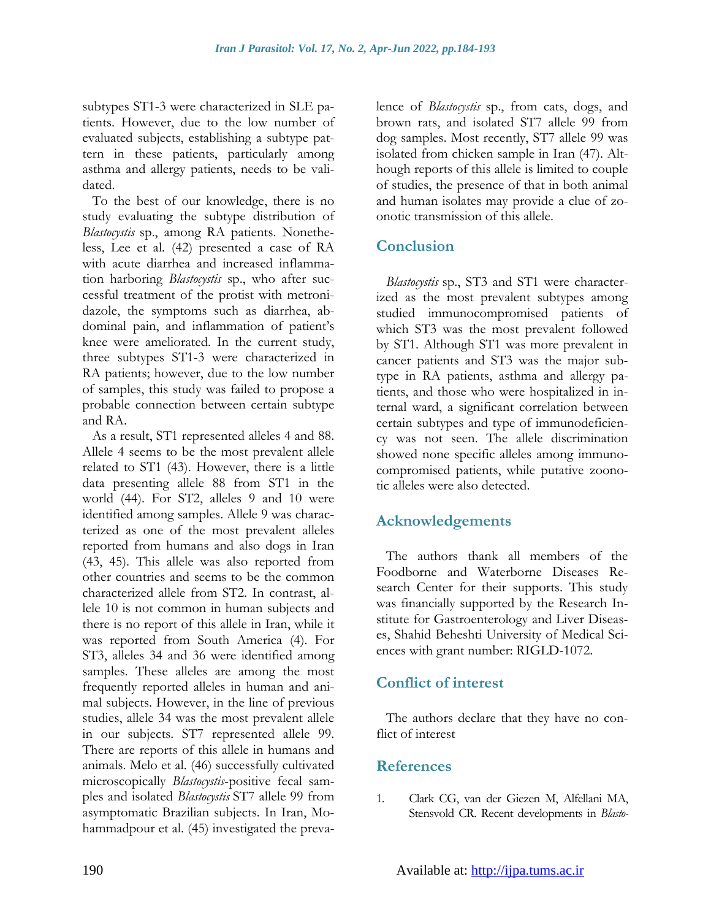subtypes ST1-3 were characterized in SLE patients. However, due to the low number of evaluated subjects, establishing a subtype pattern in these patients, particularly among asthma and allergy patients, needs to be validated.

To the best of our knowledge, there is no study evaluating the subtype distribution of *Blastocystis* sp., among RA patients. Nonetheless, Lee et al. (42) presented a case of RA with acute diarrhea and increased inflammation harboring *Blastocystis* sp., who after successful treatment of the protist with metronidazole, the symptoms such as diarrhea, abdominal pain, and inflammation of patient's knee were ameliorated. In the current study, three subtypes ST1-3 were characterized in RA patients; however, due to the low number of samples, this study was failed to propose a probable connection between certain subtype and RA.

As a result, ST1 represented alleles 4 and 88. Allele 4 seems to be the most prevalent allele related to ST1 (43). However, there is a little data presenting allele 88 from ST1 in the world (44). For ST2, alleles 9 and 10 were identified among samples. Allele 9 was characterized as one of the most prevalent alleles reported from humans and also dogs in Iran (43, 45). This allele was also reported from other countries and seems to be the common characterized allele from ST2. In contrast, allele 10 is not common in human subjects and there is no report of this allele in Iran, while it was reported from South America (4). For ST3, alleles 34 and 36 were identified among samples. These alleles are among the most frequently reported alleles in human and animal subjects. However, in the line of previous studies, allele 34 was the most prevalent allele in our subjects. ST7 represented allele 99. There are reports of this allele in humans and animals. Melo et al. (46) successfully cultivated microscopically *Blastocystis*-positive fecal samples and isolated *Blastocystis* ST7 allele 99 from asymptomatic Brazilian subjects. In Iran, Mohammadpour et al. (45) investigated the prevalence of *Blastocystis* sp., from cats, dogs, and brown rats, and isolated ST7 allele 99 from dog samples. Most recently, ST7 allele 99 was isolated from chicken sample in Iran (47). Although reports of this allele is limited to couple of studies, the presence of that in both animal and human isolates may provide a clue of zoonotic transmission of this allele.

## Conclusion

*Blastocystis* sp., ST3 and ST1 were characterized as the most prevalent subtypes among studied immunocompromised patients of which ST3 was the most prevalent followed by ST1. Although ST1 was more prevalent in cancer patients and ST3 was the major subtype in RA patients, asthma and allergy patients, and those who were hospitalized in internal ward, a significant correlation between certain subtypes and type of immunodeficiency was not seen. The allele discrimination showed none specific alleles among immunocompromised patients, while putative zoonotic alleles were also detected.

## Acknowledgements

The authors thank all members of the Foodborne and Waterborne Diseases Research Center for their supports. This study was financially supported by the Research Institute for Gastroenterology and Liver Diseases, Shahid Beheshti University of Medical Sciences with grant number: RIGLD-1072.

## Conflict of interest

The authors declare that they have no conflict of interest

## References

1. Clark CG, van der Giezen M, Alfellani MA, Stensvold CR. Recent developments in *Blasto-*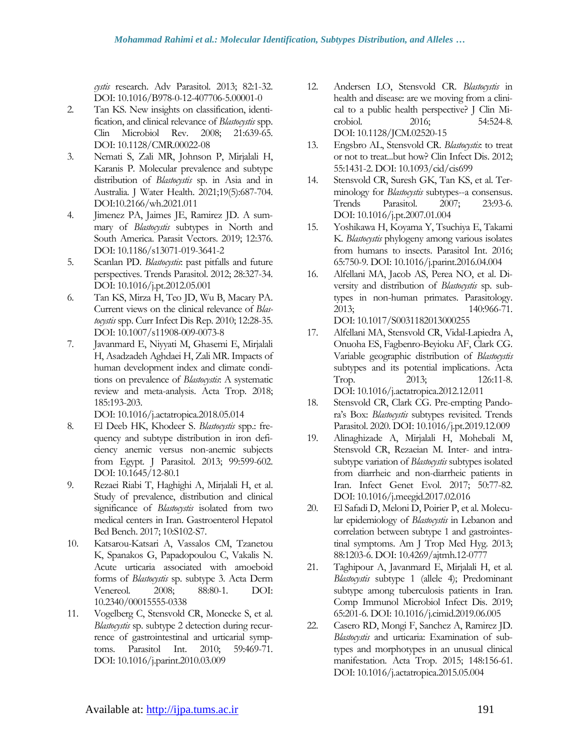*cystis* research. Adv Parasitol. 2013; 82:1-32. DOI: 10.1016/B978-0-12-407706-5.00001-0

2. Tan KS. New insights on classification, identification, and clinical relevance of *Blastocystis* spp. Clin Microbiol Rev. 2008; 21:639-65. DOI: 10.1128/CMR.00022-08
3. Nemati S, Zali MR, Johnson P, Mirjalali H, Karanis P. Molecular prevalence and subtype distribution of *Blastocystis* sp. in Asia and in Australia. J Water Health. 2021;19(5):687-704. DOI:10.2166/wh.2021.011
4. Jimenez PA, Jaimes JE, Ramirez JD. A summary of *Blastocystis* subtypes in North and South America. Parasit Vectors. 2019; 12:376. DOI: 10.1186/s13071-019-3641-2
5. Scanlan PD. *Blastocystis*: past pitfalls and future perspectives. Trends Parasitol. 2012; 28:327-34. DOI: 10.1016/j.pt.2012.05.001
6. Tan KS, Mirza H, Teo JD, Wu B, Macary PA. Current views on the clinical relevance of *Blastocystis* spp. Curr Infect Dis Rep. 2010; 12:28-35. DOI: 10.1007/s11908-009-0073-8
7. Javanmard E, Niyyati M, Ghasemi E, Mirjalali H, Asadzadeh Aghdaei H, Zali MR. Impacts of human development index and climate conditions on prevalence of *Blastocystis*: A systematic review and meta-analysis. Acta Trop. 2018; 185:193-203. DOI: 10.1016/j.actatropica.2018.05.014
8. El Deeb HK, Khodeer S. *Blastocystis* spp.: frequency and subtype distribution in iron deficiency anemic versus non-anemic subjects from Egypt. J Parasitol. 2013; 99:599-602. DOI: 10.1645/12-80.1
9. Rezaei Riabi T, Haghighi A, Mirjalali H, et al. Study of prevalence, distribution and clinical significance of *Blastocystis* isolated from two medical centers in Iran. Gastroenterol Hepatol Bed Bench. 2017; 10:S102-S7.
10. Katsarou-Katsari A, Vassalos CM, Tzanetou K, Spanakos G, Papadopoulou C, Vakalis N. Acute urticaria associated with amoeboid forms of *Blastocystis* sp. subtype 3. Acta Derm Venereol. 2008; 88:80-1. DOI: 10.2340/00015555-0338
11. Vogelberg C, Stensvold CR, Monecke S, et al. *Blastocystis* sp. subtype 2 detection during recurrence of gastrointestinal and urticarial symptoms. Parasitol Int. 2010; 59:469-71. DOI: 10.1016/j.parint.2010.03.009
12. Andersen LO, Stensvold CR. *Blastocystis* in health and disease: are we moving from a clinical to a public health perspective? J Clin Microbiol. 2016; 54:524-8. DOI: 10.1128/JCM.02520-15
13. Engsbro AL, Stensvold CR. *Blastocystis*: to treat or not to treat...but how? Clin Infect Dis. 2012; 55:1431-2. DOI: 10.1093/cid/cis699
14. Stensvold CR, Suresh GK, Tan KS, et al. Terminology for *Blastocystis* subtypes--a consensus. Trends Parasitol. 2007; 23:93-6. DOI: 10.1016/j.pt.2007.01.004
15. Yoshikawa H, Koyama Y, Tsuchiya E, Takami K. *Blastocystis* phylogeny among various isolates from humans to insects. Parasitol Int. 2016; 65:750-9. DOI: 10.1016/j.parint.2016.04.004
16. Alfellani MA, Jacob AS, Perea NO, et al. Diversity and distribution of *Blastocystis* sp. subtypes in non-human primates. Parasitology. 2013; 140:966-71. DOI: 10.1017/S0031182013000255
17. Alfellani MA, Stensvold CR, Vidal-Lapiedra A, Onuoha ES, Fagbenro-Beyioku AF, Clark CG. Variable geographic distribution of *Blastocystis* subtypes and its potential implications. Acta Trop. 2013; 126:11-8. DOI: 10.1016/j.actatropica.2012.12.011
18. Stensvold CR, Clark CG. Pre-empting Pandora's Box: *Blastocystis* subtypes revisited. Trends Parasitol. 2020. DOI: 10.1016/j.pt.2019.12.009
19. Alinaghizade A, Mirjalali H, Mohebali M, Stensvold CR, Rezaeian M. Inter- and intra-subtype variation of *Blastocystis* subtypes isolated from diarrheic and non-diarrheic patients in Iran. Infect Genet Evol. 2017; 50:77-82. DOI: 10.1016/j.meegid.2017.02.016
20. El Safadi D, Meloni D, Poirier P, et al. Molecular epidemiology of *Blastocystis* in Lebanon and correlation between subtype 1 and gastrointestinal symptoms. Am J Trop Med Hyg. 2013; 88:1203-6. DOI: 10.4269/ajtmh.12-0777
21. Taghipour A, Javanmard E, Mirjalali H, et al. *Blastocystis* subtype 1 (allele 4); Predominant subtype among tuberculosis patients in Iran. Comp Immunol Microbiol Infect Dis. 2019; 65:201-6. DOI: 10.1016/j.cimid.2019.06.005
22. Casero RD, Mongi F, Sanchez A, Ramirez JD. *Blastocystis* and urticaria: Examination of subtypes and morphotypes in an unusual clinical manifestation. Acta Trop. 2015; 148:156-61. DOI: 10.1016/j.actatropica.2015.05.004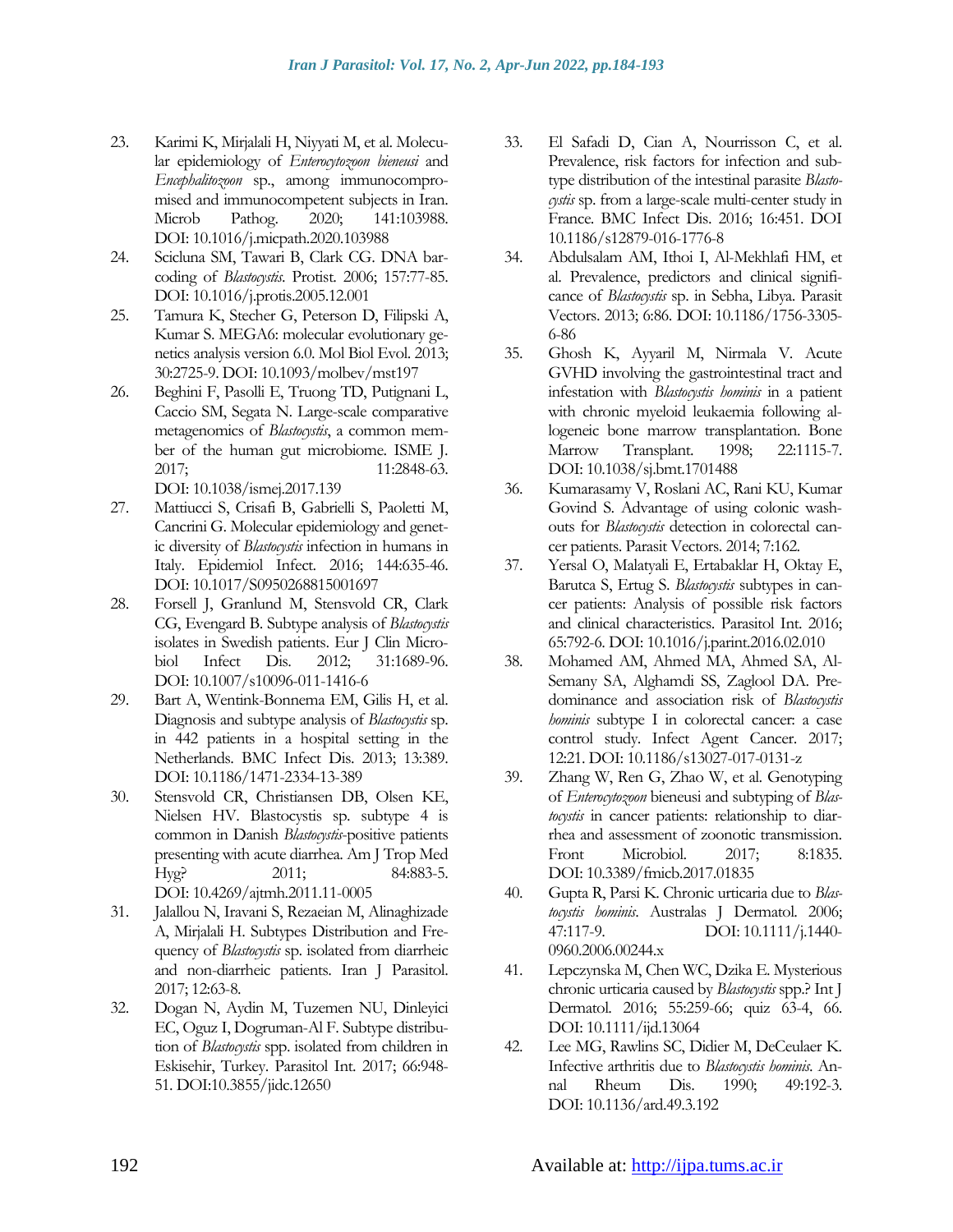23. Karimi K, Mirjalali H, Niyyati M, et al. Molecular epidemiology of *Enterocytozoon bieneusi* and *Encephalitozoon* sp., among immunocompromised and immunocompetent subjects in Iran. Microb Pathog. 2020; 141:103988. DOI: 10.1016/j.micpath.2020.103988
24. Scicluna SM, Tawari B, Clark CG. DNA barcoding of *Blastocystis*. Protist. 2006; 157:77-85. DOI: 10.1016/j.protis.2005.12.001
25. Tamura K, Stecher G, Peterson D, Filipski A, Kumar S. MEGA6: molecular evolutionary genetics analysis version 6.0. Mol Biol Evol. 2013; 30:2725-9. DOI: 10.1093/molbev/mst197
26. Beghini F, Pasolli E, Truong TD, Putignani L, Caccio SM, Segata N. Large-scale comparative metagenomics of *Blastocystis*, a common member of the human gut microbiome. ISME J. 2017; 11:2848-63. DOI: 10.1038/ismej.2017.139
27. Mattiucci S, Crisafi B, Gabrielli S, Paoletti M, Cancrini G. Molecular epidemiology and genetic diversity of *Blastocystis* infection in humans in Italy. Epidemiol Infect. 2016; 144:635-46. DOI: 10.1017/S0950268815001697
28. Forsell J, Granlund M, Stensvold CR, Clark CG, Evengard B. Subtype analysis of *Blastocystis* isolates in Swedish patients. Eur J Clin Microbiol Infect Dis. 2012; 31:1689-96. DOI: 10.1007/s10096-011-1416-6
29. Bart A, Wentink-Bonnema EM, Gilis H, et al. Diagnosis and subtype analysis of *Blastocystis* sp. in 442 patients in a hospital setting in the Netherlands. BMC Infect Dis. 2013; 13:389. DOI: 10.1186/1471-2334-13-389
30. Stensvold CR, Christiansen DB, Olsen KE, Nielsen HV. Blastocystis sp. subtype 4 is common in Danish *Blastocystis*-positive patients presenting with acute diarrhea. Am J Trop Med Hyg? 2011; 84:883-5. DOI: 10.4269/ajtmh.2011.11-0005
31. Jalallou N, Iravani S, Rezaeian M, Alinaghizade A, Mirjalali H. Subtypes Distribution and Frequency of *Blastocystis* sp. isolated from diarrheic and non-diarrheic patients. Iran J Parasitol. 2017; 12:63-8.
32. Dogan N, Aydin M, Tuzemen NU, Dinleyici EC, Oguz I, Dogruman-Al F. Subtype distribution of *Blastocystis* spp. isolated from children in Eskisehir, Turkey. Parasitol Int. 2017; 66:948-51. DOI:10.3855/jidc.12650
33. El Safadi D, Cian A, Nourrisson C, et al. Prevalence, risk factors for infection and subtype distribution of the intestinal parasite *Blastocystis* sp. from a large-scale multi-center study in France. BMC Infect Dis. 2016; 16:451. DOI 10.1186/s12879-016-1776-8
34. Abdulsalam AM, Ithoi I, Al-Mekhlafi HM, et al. Prevalence, predictors and clinical significance of *Blastocystis* sp. in Sebha, Libya. Parasit Vectors. 2013; 6:86. DOI: 10.1186/1756-3305-6-86
35. Ghosh K, Ayyaril M, Nirmala V. Acute GVHD involving the gastrointestinal tract and infestation with *Blastocystis hominis* in a patient with chronic myeloid leukaemia following allogeneic bone marrow transplantation. Bone Marrow Transplant. 1998; 22:1115-7. DOI: 10.1038/sj.bmt.1701488
36. Kumarasamy V, Roslani AC, Rani KU, Kumar Govind S. Advantage of using colonic washouts for *Blastocystis* detection in colorectal cancer patients. Parasit Vectors. 2014; 7:162.
37. Yersal O, Malatyali E, Ertabaklar H, Oktay E, Barutca S, Ertug S. *Blastocystis* subtypes in cancer patients: Analysis of possible risk factors and clinical characteristics. Parasitol Int. 2016; 65:792-6. DOI: 10.1016/j.parint.2016.02.010
38. Mohamed AM, Ahmed MA, Ahmed SA, Al-Semany SA, Alghamdi SS, Zaglool DA. Predominance and association risk of *Blastocystis hominis* subtype I in colorectal cancer: a case control study. Infect Agent Cancer. 2017; 12:21. DOI: 10.1186/s13027-017-0131-z
39. Zhang W, Ren G, Zhao W, et al. Genotyping of *Enterocytozoon* bieneusi and subtyping of *Blastocystis* in cancer patients: relationship to diarrhea and assessment of zoonotic transmission. Front Microbiol. 2017; 8:1835. DOI: 10.3389/fmicb.2017.01835
40. Gupta R, Parsi K. Chronic urticaria due to *Blastocystis hominis*. Australas J Dermatol. 2006; 47:117-9. DOI: 10.1111/j.1440-0960.2006.00244.x
41. Lepczynska M, Chen WC, Dzika E. Mysterious chronic urticaria caused by *Blastocystis* spp.? Int J Dermatol. 2016; 55:259-66; quiz 63-4, 66. DOI: 10.1111/ijd.13064
42. Lee MG, Rawlins SC, Didier M, DeCeulaer K. Infective arthritis due to *Blastocystis hominis*. Annal Rheum Dis. 1990; 49:192-3. DOI: 10.1136/ard.49.3.192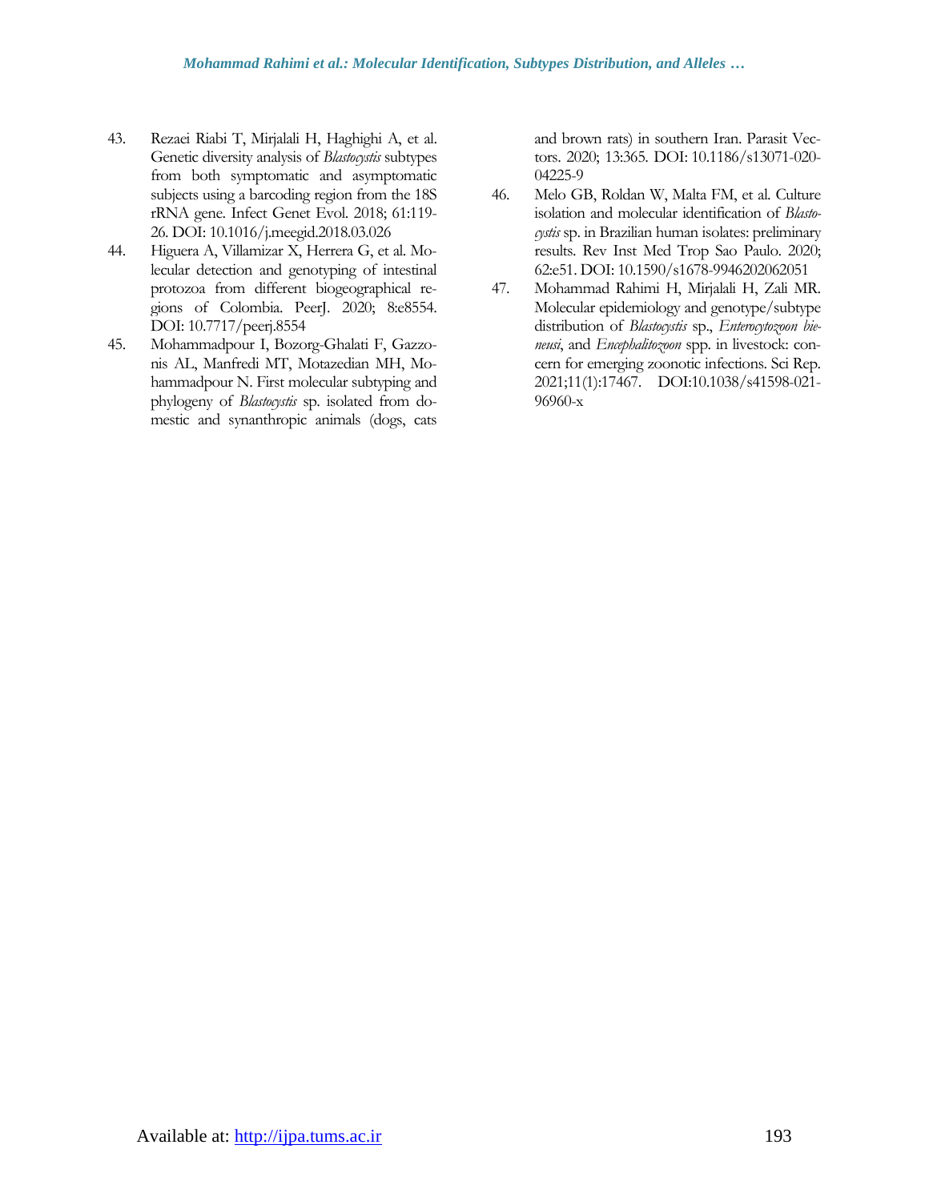43. Rezaei Riabi T, Mirjalali H, Haghighi A, et al. Genetic diversity analysis of *Blastocystis* subtypes from both symptomatic and asymptomatic subjects using a barcoding region from the 18S rRNA gene. Infect Genet Evol. 2018; 61:119-26. DOI: 10.1016/j.meegid.2018.03.026
44. Higuera A, Villamizar X, Herrera G, et al. Molecular detection and genotyping of intestinal protozoa from different biogeographical regions of Colombia. PeerJ. 2020; 8:e8554. DOI: 10.7717/peerj.8554
45. Mohammadpour I, Bozorg-Ghalati F, Gazzonis AL, Manfredi MT, Motazedian MH, Mohammadpour N. First molecular subtyping and phylogeny of *Blastocystis* sp. isolated from domestic and synanthropic animals (dogs, cats and brown rats) in southern Iran. Parasit Vectors. 2020; 13:365. DOI: 10.1186/s13071-020-04225-9
46. Melo GB, Roldan W, Malta FM, et al. Culture isolation and molecular identification of *Blastocystis* sp. in Brazilian human isolates: preliminary results. Rev Inst Med Trop Sao Paulo. 2020; 62:e51. DOI: 10.1590/s1678-9946202062051
47. Mohammad Rahimi H, Mirjalali H, Zali MR. Molecular epidemiology and genotype/subtype distribution of *Blastocystis* sp., *Enterocytozoon bieneusi*, and *Encephalitozoon* spp. in livestock: concern for emerging zoonotic infections. Sci Rep. 2021;11(1):17467. DOI:10.1038/s41598-021-96960-x